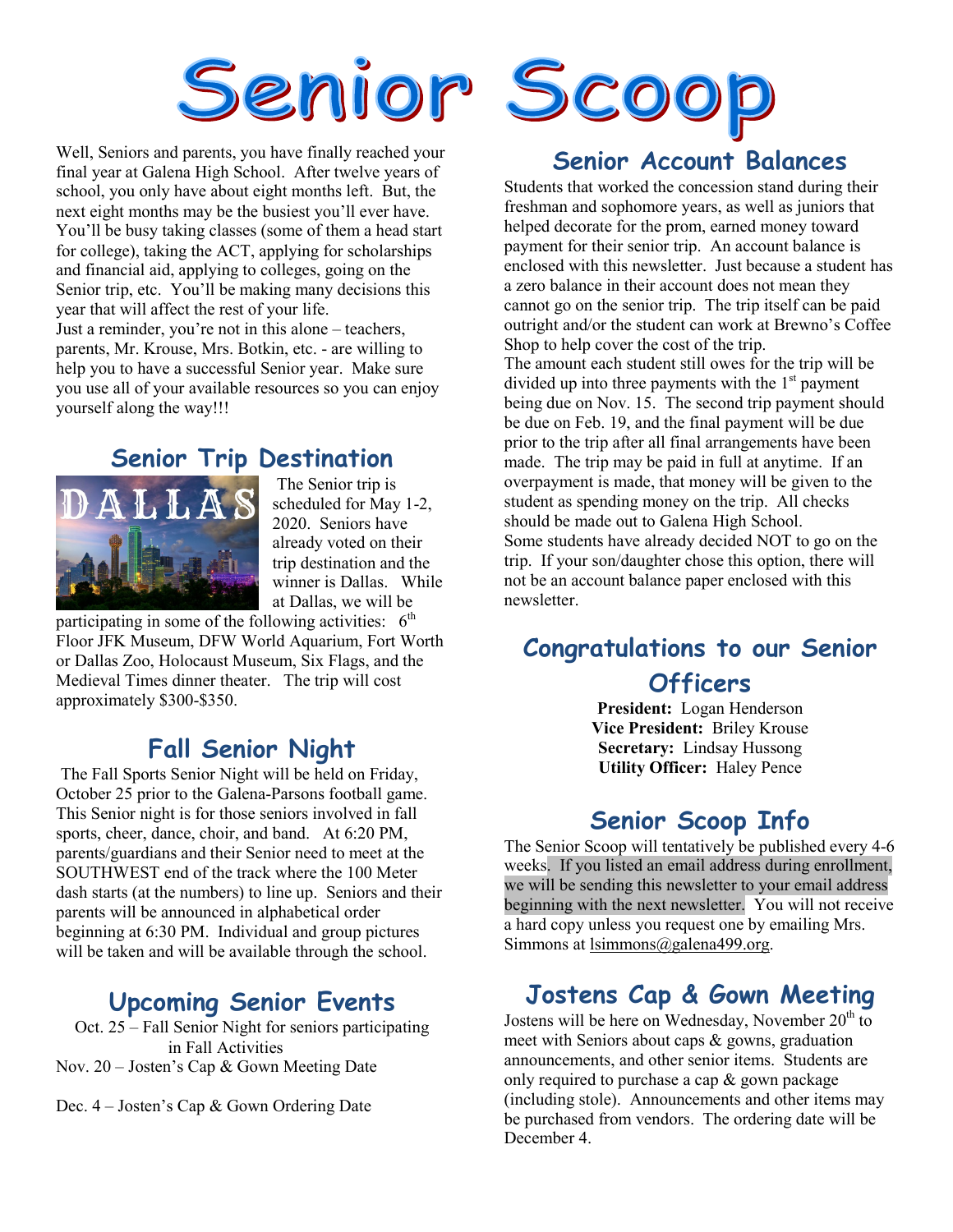# Senior Scoop

Well, Seniors and parents, you have finally reached your final year at Galena High School. After twelve years of school, you only have about eight months left. But, the next eight months may be the busiest you'll ever have. You'll be busy taking classes (some of them a head start for college), taking the ACT, applying for scholarships and financial aid, applying to colleges, going on the Senior trip, etc. You'll be making many decisions this year that will affect the rest of your life.

Just a reminder, you're not in this alone – teachers, parents, Mr. Krouse, Mrs. Botkin, etc. - are willing to help you to have a successful Senior year. Make sure you use all of your available resources so you can enjoy yourself along the way!!!

## Senior Trip Destination

The Senior trip is scheduled for May 1-2, 2020. Seniors have already voted on their trip destination and the winner is Dallas. While at Dallas, we will be participating in some of the following activities: 6th Floor JFK Museum, DFW World Aquarium, Fort Worth or Dallas Zoo, Holocaust Museum, Six Flags, and the Medieval Times dinner theater. The trip will cost approximately $300-$350.

## Fall Senior Night

The Fall Sports Senior Night will be held on Friday, October 25 prior to the Galena-Parsons football game. This Senior night is for those seniors involved in fall sports, cheer, dance, choir, and band. At 6:20 PM, parents/guardians and their Senior need to meet at the SOUTHWEST end of the track where the 100 Meter dash starts (at the numbers) to line up. Seniors and their parents will be announced in alphabetical order beginning at 6:30 PM. Individual and group pictures will be taken and will be available through the school.

## Upcoming Senior Events

Oct. 25 – Fall Senior Night for seniors participating in Fall Activities

Nov. 20 – Josten's Cap & Gown Meeting Date

Dec. 4 – Josten's Cap & Gown Ordering Date

## Senior Account Balances

Students that worked the concession stand during their freshman and sophomore years, as well as juniors that helped decorate for the prom, earned money toward payment for their senior trip. An account balance is enclosed with this newsletter. Just because a student has a zero balance in their account does not mean they cannot go on the senior trip. The trip itself can be paid outright and/or the student can work at Brewno's Coffee Shop to help cover the cost of the trip.

The amount each student still owes for the trip will be divided up into three payments with the 1st payment being due on Nov. 15. The second trip payment should be due on Feb. 19, and the final payment will be due prior to the trip after all final arrangements have been made. The trip may be paid in full at anytime. If an overpayment is made, that money will be given to the student as spending money on the trip. All checks should be made out to Galena High School.

Some students have already decided NOT to go on the trip. If your son/daughter chose this option, there will not be an account balance paper enclosed with this newsletter.

## Congratulations to our Senior Officers

**President:** Logan Henderson
**Vice President:** Briley Krouse
**Secretary:** Lindsay Hussong
**Utility Officer:** Haley Pence

## Senior Scoop Info

The Senior Scoop will tentatively be published every 4-6 weeks. If you listed an email address during enrollment, we will be sending this newsletter to your email address beginning with the next newsletter. You will not receive a hard copy unless you request one by emailing Mrs. Simmons at lsimmons@galena499.org.

## Jostens Cap & Gown Meeting

Jostens will be here on Wednesday, November 20th to meet with Seniors about caps & gowns, graduation announcements, and other senior items. Students are only required to purchase a cap & gown package (including stole). Announcements and other items may be purchased from vendors. The ordering date will be December 4.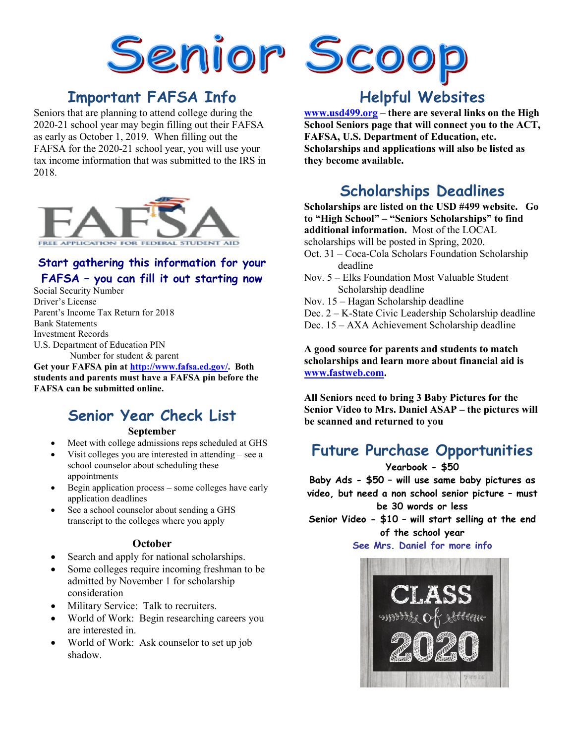# Senior Scoop

## Important FAFSA Info

Seniors that are planning to attend college during the 2020-21 school year may begin filling out their FAFSA as early as October 1, 2019. When filling out the FAFSA for the 2020-21 school year, you will use your tax income information that was submitted to the IRS in 2018.

### Start gathering this information for your FAFSA – you can fill it out starting now

Social Security Number
Driver's License
Parent's Income Tax Return for 2018
Bank Statements
Investment Records
U.S. Department of Education PIN Number for student & parent

**Get your FAFSA pin at http://www.fafsa.ed.gov/. Both students and parents must have a FAFSA pin before the FAFSA can be submitted online.**

## Senior Year Check List

**September**

- Meet with college admissions reps scheduled at GHS
- Visit colleges you are interested in attending – see a school counselor about scheduling these appointments
- Begin application process – some colleges have early application deadlines
- See a school counselor about sending a GHS transcript to the colleges where you apply

**October**

- Search and apply for national scholarships.
- Some colleges require incoming freshman to be admitted by November 1 for scholarship consideration
- Military Service: Talk to recruiters.
- World of Work: Begin researching careers you are interested in.
- World of Work: Ask counselor to set up job shadow.

## Helpful Websites

**www.usd499.org – there are several links on the High School Seniors page that will connect you to the ACT, FAFSA, U.S. Department of Education, etc. Scholarships and applications will also be listed as they become available.**

## Scholarships Deadlines

**Scholarships are listed on the USD #499 website. Go to "High School" – "Seniors Scholarships" to find additional information.** Most of the LOCAL scholarships will be posted in Spring, 2020.

Oct. 31 – Coca-Cola Scholars Foundation Scholarship deadline
Nov. 5 – Elks Foundation Most Valuable Student Scholarship deadline
Nov. 15 – Hagan Scholarship deadline
Dec. 2 – K-State Civic Leadership Scholarship deadline
Dec. 15 – AXA Achievement Scholarship deadline

**A good source for parents and students to match scholarships and learn more about financial aid is www.fastweb.com.**

**All Seniors need to bring 3 Baby Pictures for the Senior Video to Mrs. Daniel ASAP – the pictures will be scanned and returned to you**

## Future Purchase Opportunities

**Yearbook - $50**

**Baby Ads - $50 – will use same baby pictures as video, but need a non school senior picture – must be 30 words or less**

**Senior Video - $10 – will start selling at the end of the school year**

See Mrs. Daniel for more info